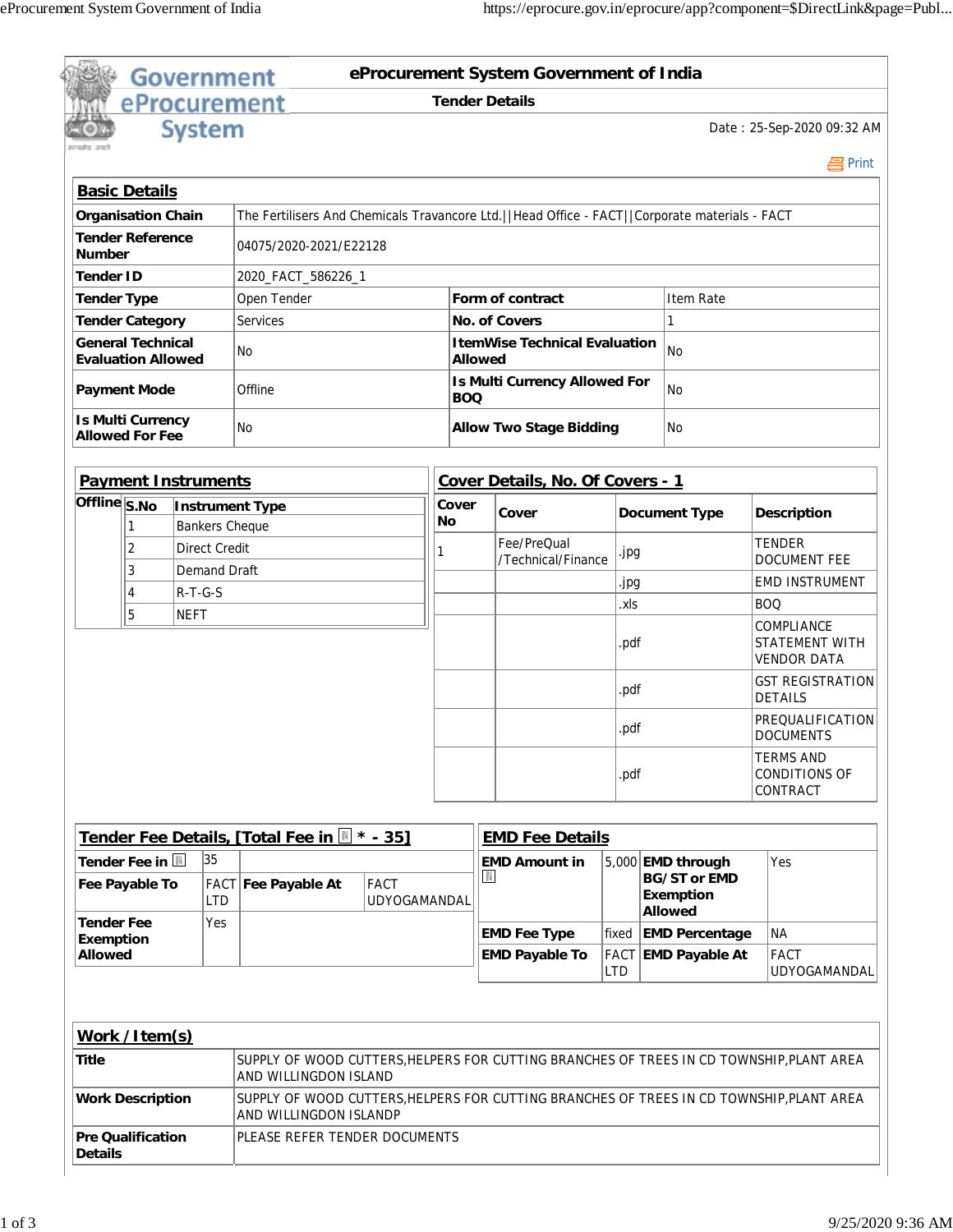# Government eProcurement System

## eProcurement System Government of India

### Tender Details

Date : 25-Sep-2020 09:32 AM

Print

### Basic Details

| | | | |
|---|---|---|---|
| **Organisation Chain** | The Fertilisers And Chemicals Travancore Ltd.\|\|Head Office - FACT\|\|Corporate materials - FACT | | |
| **Tender Reference Number** | 04075/2020-2021/E22128 | | |
| **Tender ID** | 2020_FACT_586226_1 | | |
| **Tender Type** | Open Tender | **Form of contract** | Item Rate |
| **Tender Category** | Services | **No. of Covers** | 1 |
| **General Technical Evaluation Allowed** | No | **ItemWise Technical Evaluation Allowed** | No |
| **Payment Mode** | Offline | **Is Multi Currency Allowed For BOQ** | No |
| **Is Multi Currency Allowed For Fee** | No | **Allow Two Stage Bidding** | No |

### Payment Instruments

| Offline | S.No | Instrument Type |
|---|---|---|
| | 1 | Bankers Cheque |
| | 2 | Direct Credit |
| | 3 | Demand Draft |
| | 4 | R-T-G-S |
| | 5 | NEFT |

### Cover Details, No. Of Covers - 1

| Cover No | Cover | Document Type | Description |
|---|---|---|---|
| 1 | Fee/PreQual /Technical/Finance | .jpg | TENDER DOCUMENT FEE |
| | | .jpg | EMD INSTRUMENT |
| | | .xls | BOQ |
| | | .pdf | COMPLIANCE STATEMENT WITH VENDOR DATA |
| | | .pdf | GST REGISTRATION DETAILS |
| | | .pdf | PREQUALIFICATION DOCUMENTS |
| | | .pdf | TERMS AND CONDITIONS OF CONTRACT |

### Tender Fee Details, [Total Fee in ₹ * - 35]

| | | | |
|---|---|---|---|
| **Tender Fee in ₹** | 35 | | |
| **Fee Payable To** | FACT LTD | **Fee Payable At** | FACT UDYOGAMANDAL |
| **Tender Fee Exemption Allowed** | Yes | | |

### EMD Fee Details

| | | | |
|---|---|---|---|
| **EMD Amount in ₹** | 5,000 | **EMD through BG/ST or EMD Exemption Allowed** | Yes |
| **EMD Fee Type** | fixed | **EMD Percentage** | NA |
| **EMD Payable To** | FACT LTD | **EMD Payable At** | FACT UDYOGAMANDAL |

### Work / Item(s)

| | |
|---|---|
| **Title** | SUPPLY OF WOOD CUTTERS,HELPERS FOR CUTTING BRANCHES OF TREES IN CD TOWNSHIP,PLANT AREA AND WILLINGDON ISLAND |
| **Work Description** | SUPPLY OF WOOD CUTTERS,HELPERS FOR CUTTING BRANCHES OF TREES IN CD TOWNSHIP,PLANT AREA AND WILLINGDON ISLANDP |
| **Pre Qualification Details** | PLEASE REFER TENDER DOCUMENTS |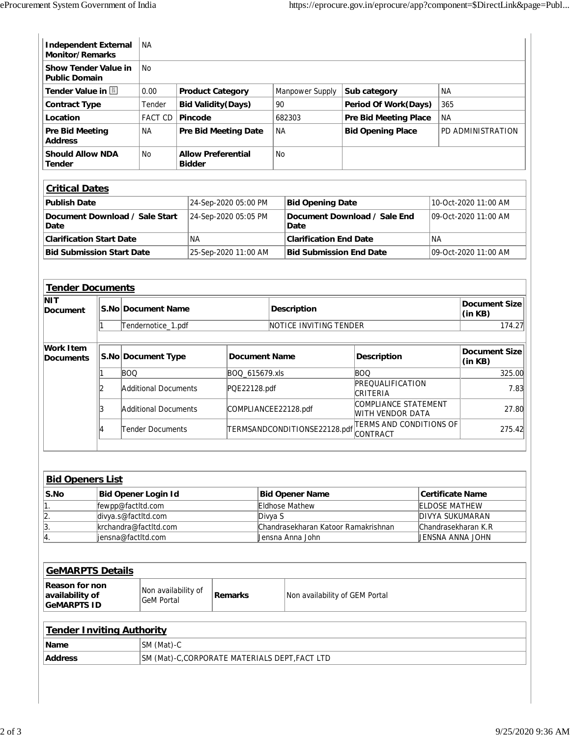| | | | | | |
|---|---|---|---|---|---|
| **Independent External Monitor/Remarks** | NA | | | | |
| **Show Tender Value in Public Domain** | No | | | | |
| **Tender Value in ₹** | 0.00 | **Product Category** | Manpower Supply | **Sub category** | NA |
| **Contract Type** | Tender | **Bid Validity(Days)** | 90 | **Period Of Work(Days)** | 365 |
| **Location** | FACT CD | **Pincode** | 682303 | **Pre Bid Meeting Place** | NA |
| **Pre Bid Meeting Address** | NA | **Pre Bid Meeting Date** | NA | **Bid Opening Place** | PD ADMINISTRATION |
| **Should Allow NDA Tender** | No | **Allow Preferential Bidder** | No | | |

## Critical Dates

| | | | |
|---|---|---|---|
| **Publish Date** | 24-Sep-2020 05:00 PM | **Bid Opening Date** | 10-Oct-2020 11:00 AM |
| **Document Download / Sale Start Date** | 24-Sep-2020 05:05 PM | **Document Download / Sale End Date** | 09-Oct-2020 11:00 AM |
| **Clarification Start Date** | NA | **Clarification End Date** | NA |
| **Bid Submission Start Date** | 25-Sep-2020 11:00 AM | **Bid Submission End Date** | 09-Oct-2020 11:00 AM |

## Tender Documents

**NIT Document**

| S.No | Document Name | Description | Document Size (in KB) |
|---|---|---|---|
| 1 | Tendernotice_1.pdf | NOTICE INVITING TENDER | 174.27 |

**Work Item Documents**

| S.No | Document Type | Document Name | Description | Document Size (in KB) |
|---|---|---|---|---|
| 1 | BOQ | BOQ_615679.xls | BOQ | 325.00 |
| 2 | Additional Documents | PQE22128.pdf | PREQUALIFICATION CRITERIA | 7.83 |
| 3 | Additional Documents | COMPLIANCEE22128.pdf | COMPLIANCE STATEMENT WITH VENDOR DATA | 27.80 |
| 4 | Tender Documents | TERMSANDCONDITIONSE22128.pdf | TERMS AND CONDITIONS OF CONTRACT | 275.42 |

## Bid Openers List

| S.No | Bid Opener Login Id | Bid Opener Name | Certificate Name |
|---|---|---|---|
| 1. | fewpp@factltd.com | Eldhose Mathew | ELDOSE MATHEW |
| 2. | divya.s@factltd.com | Divya S | DIVYA SUKUMARAN |
| 3. | krchandra@factltd.com | Chandrasekharan Katoor Ramakrishnan | Chandrasekharan K.R |
| 4. | jensna@factltd.com | Jensna Anna John | JENSNA ANNA JOHN |

## GeMARPTS Details

| | | | |
|---|---|---|---|
| **Reason for non availability of GeMARPTS ID** | Non availability of GeM Portal | **Remarks** | Non availability of GEM Portal |

## Tender Inviting Authority

| | |
|---|---|
| **Name** | SM (Mat)-C |
| **Address** | SM (Mat)-C,CORPORATE MATERIALS DEPT,FACT LTD |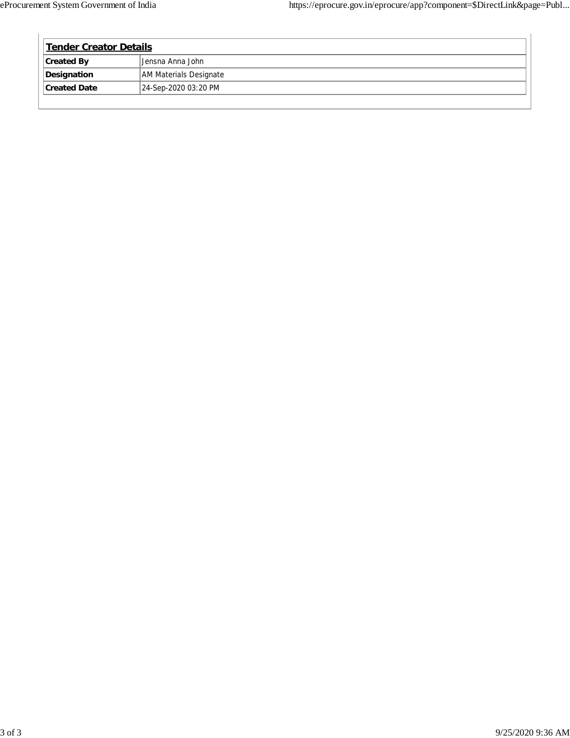| Tender Creator Details | |
|---|---|
| **Created By** | Jensna Anna John |
| **Designation** | AM Materials Designate |
| **Created Date** | 24-Sep-2020 03:20 PM |